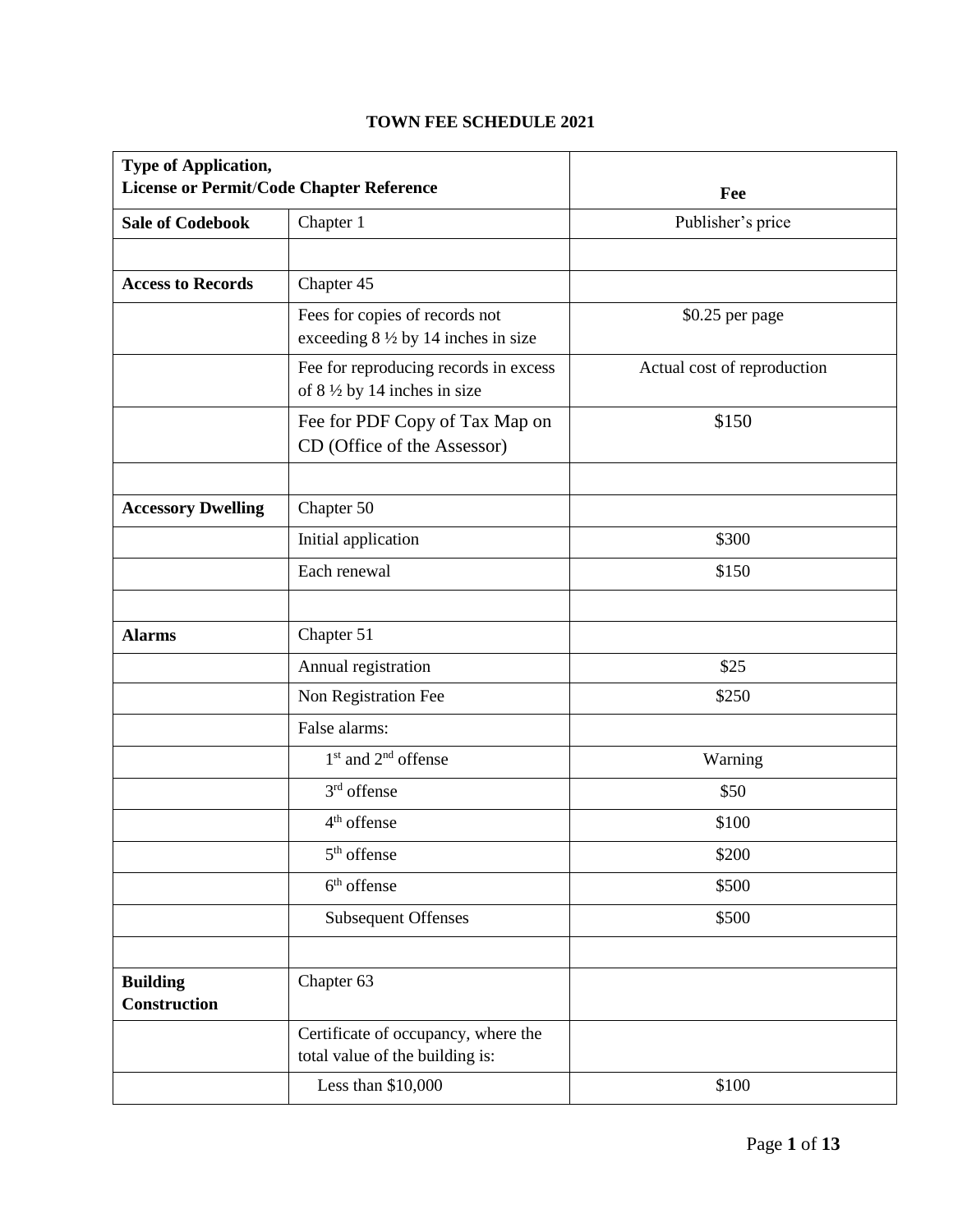**TOWN FEE SCHEDULE 2021**

| **Type of Application, License or Permit/Code Chapter Reference** | | **Fee** |
|---|---|---|
| **Sale of Codebook** | Chapter 1 | Publisher's price |
| | | |
| **Access to Records** | Chapter 45 | |
| | Fees for copies of records not exceeding 8 ½ by 14 inches in size | $0.25 per page |
| | Fee for reproducing records in excess of 8 ½ by 14 inches in size | Actual cost of reproduction |
| | Fee for PDF Copy of Tax Map on CD (Office of the Assessor) | $150 |
| | | |
| **Accessory Dwelling** | Chapter 50 | |
| | Initial application | $300 |
| | Each renewal | $150 |
| | | |
| **Alarms** | Chapter 51 | |
| | Annual registration | $25 |
| | Non Registration Fee | $250 |
| | False alarms: | |
| | 1st and 2nd offense | Warning |
| | 3rd offense | $50 |
| | 4th offense | $100 |
| | 5th offense | $200 |
| | 6th offense | $500 |
| | Subsequent Offenses | $500 |
| | | |
| **Building Construction** | Chapter 63 | |
| | Certificate of occupancy, where the total value of the building is: | |
| | Less than $10,000 | $100 |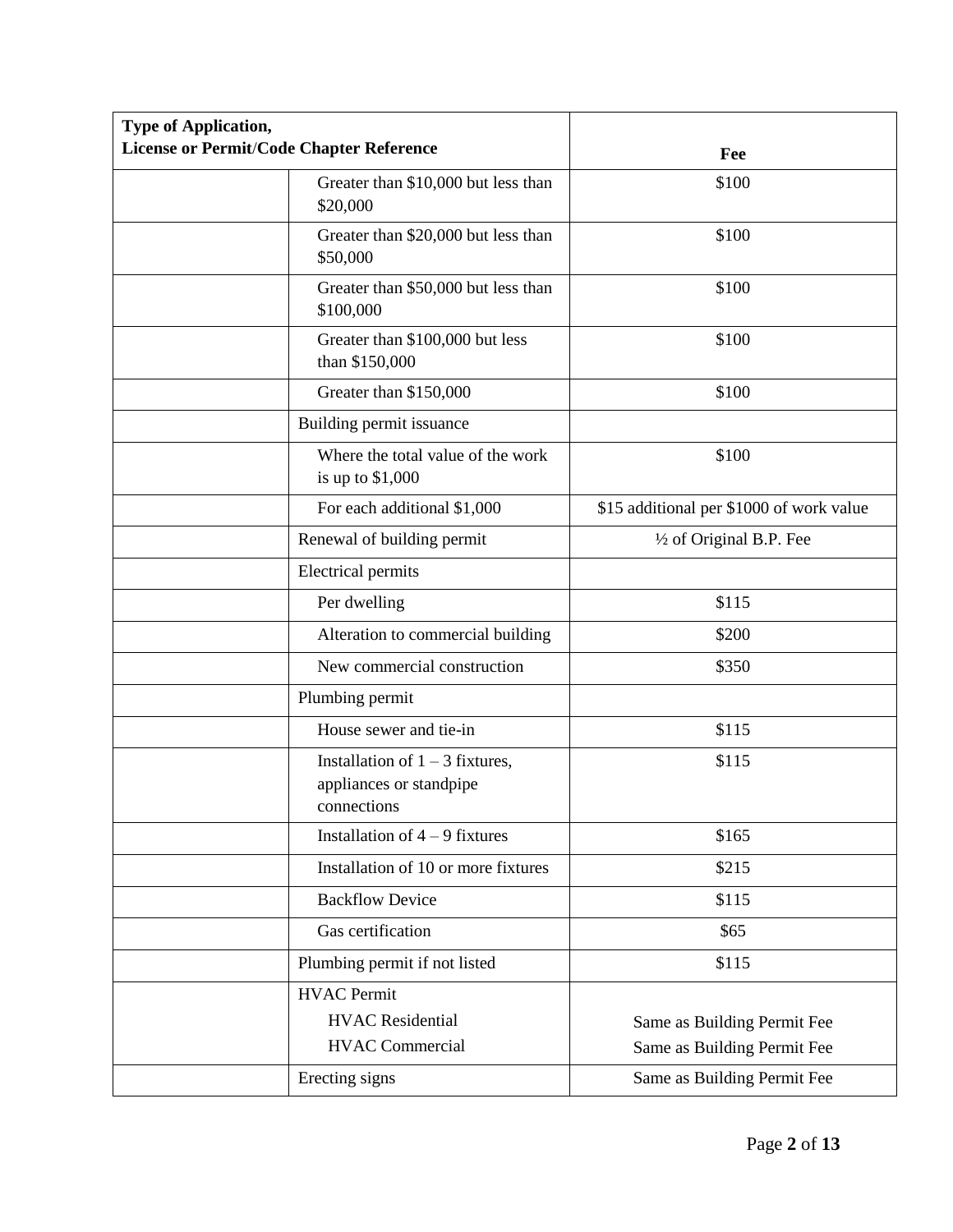| Type of Application, License or Permit/Code Chapter Reference | | Fee |
|---|---|---|
| | Greater than $10,000 but less than $20,000 | $100 |
| | Greater than $20,000 but less than $50,000 | $100 |
| | Greater than $50,000 but less than $100,000 | $100 |
| | Greater than $100,000 but less than $150,000 | $100 |
| | Greater than $150,000 | $100 |
| | Building permit issuance | |
| | Where the total value of the work is up to $1,000 | $100 |
| | For each additional $1,000 | $15 additional per $1000 of work value |
| | Renewal of building permit | ½ of Original B.P. Fee |
| | Electrical permits | |
| | Per dwelling | $115 |
| | Alteration to commercial building | $200 |
| | New commercial construction | $350 |
| | Plumbing permit | |
| | House sewer and tie-in | $115 |
| | Installation of 1 – 3 fixtures, appliances or standpipe connections | $115 |
| | Installation of 4 – 9 fixtures | $165 |
| | Installation of 10 or more fixtures | $215 |
| | Backflow Device | $115 |
| | Gas certification | $65 |
| | Plumbing permit if not listed | $115 |
| | HVAC Permit<br>HVAC Residential<br>HVAC Commercial | <br>Same as Building Permit Fee<br>Same as Building Permit Fee |
| | Erecting signs | Same as Building Permit Fee |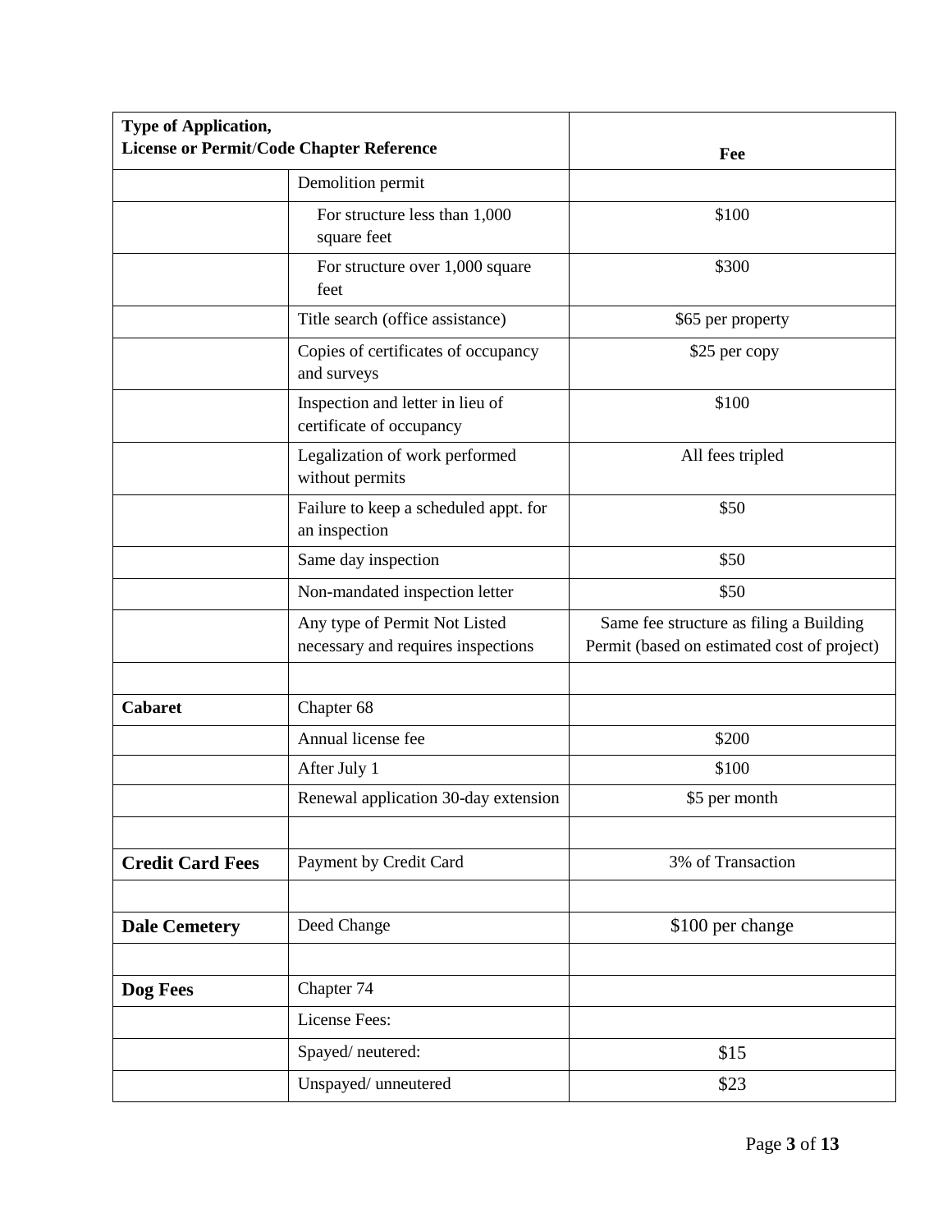| Type of Application, License or Permit/Code Chapter Reference | | Fee |
|---|---|---|
| | Demolition permit | |
| | For structure less than 1,000 square feet | $100 |
| | For structure over 1,000 square feet | $300 |
| | Title search (office assistance) | $65 per property |
| | Copies of certificates of occupancy and surveys | $25 per copy |
| | Inspection and letter in lieu of certificate of occupancy | $100 |
| | Legalization of work performed without permits | All fees tripled |
| | Failure to keep a scheduled appt. for an inspection | $50 |
| | Same day inspection | $50 |
| | Non-mandated inspection letter | $50 |
| | Any type of Permit Not Listed necessary and requires inspections | Same fee structure as filing a Building Permit (based on estimated cost of project) |
| | | |
| **Cabaret** | Chapter 68 | |
| | Annual license fee | $200 |
| | After July 1 | $100 |
| | Renewal application 30-day extension | $5 per month |
| | | |
| **Credit Card Fees** | Payment by Credit Card | 3% of Transaction |
| | | |
| **Dale Cemetery** | Deed Change | $100 per change |
| | | |
| **Dog Fees** | Chapter 74 | |
| | License Fees: | |
| | Spayed/ neutered: | $15 |
| | Unspayed/ unneutered | $23 |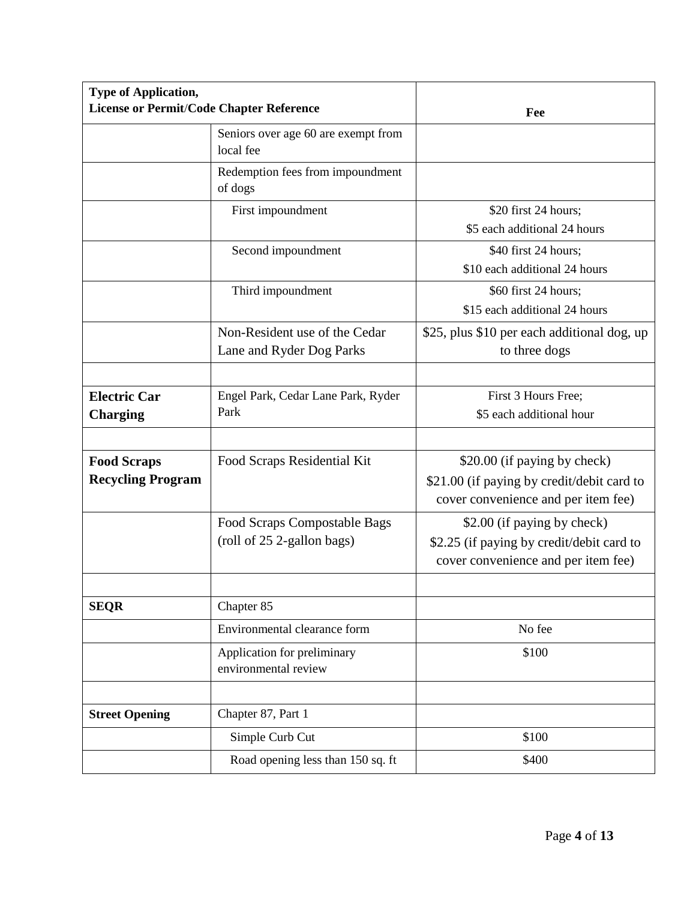| Type of Application, License or Permit/Code Chapter Reference | | Fee |
|---|---|---|
| | Seniors over age 60 are exempt from local fee | |
| | Redemption fees from impoundment of dogs | |
| | First impoundment | \$20 first 24 hours; \$5 each additional 24 hours |
| | Second impoundment | \$40 first 24 hours; \$10 each additional 24 hours |
| | Third impoundment | \$60 first 24 hours; \$15 each additional 24 hours |
| | Non-Resident use of the Cedar Lane and Ryder Dog Parks | \$25, plus \$10 per each additional dog, up to three dogs |
| | | |
| **Electric Car Charging** | Engel Park, Cedar Lane Park, Ryder Park | First 3 Hours Free; \$5 each additional hour |
| | | |
| **Food Scraps Recycling Program** | Food Scraps Residential Kit | \$20.00 (if paying by check) \$21.00 (if paying by credit/debit card to cover convenience and per item fee) |
| | Food Scraps Compostable Bags (roll of 25 2-gallon bags) | \$2.00 (if paying by check) \$2.25 (if paying by credit/debit card to cover convenience and per item fee) |
| | | |
| **SEQR** | Chapter 85 | |
| | Environmental clearance form | No fee |
| | Application for preliminary environmental review | \$100 |
| | | |
| **Street Opening** | Chapter 87, Part 1 | |
| | Simple Curb Cut | \$100 |
| | Road opening less than 150 sq. ft | \$400 |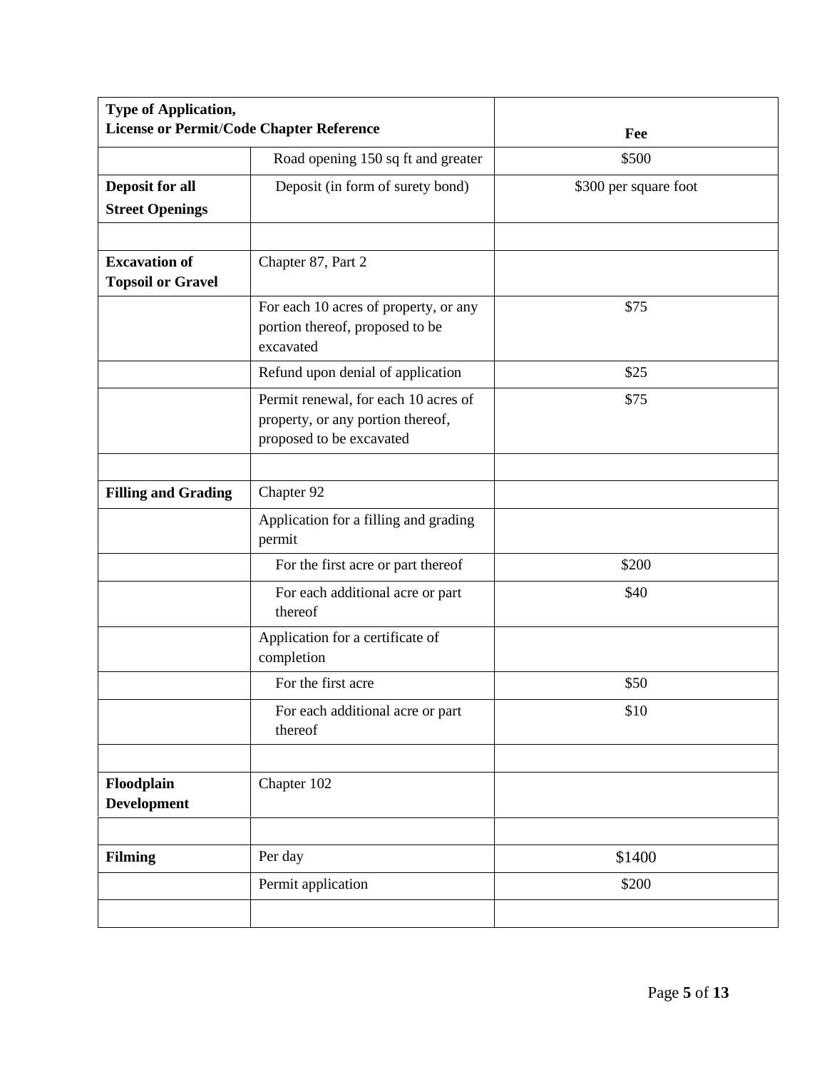| Type of Application, License or Permit/Code Chapter Reference | | Fee |
|---|---|---|
| | Road opening 150 sq ft and greater | $500 |
| **Deposit for all Street Openings** | Deposit (in form of surety bond) | $300 per square foot |
| | | |
| **Excavation of Topsoil or Gravel** | Chapter 87, Part 2 | |
| | For each 10 acres of property, or any portion thereof, proposed to be excavated | $75 |
| | Refund upon denial of application | $25 |
| | Permit renewal, for each 10 acres of property, or any portion thereof, proposed to be excavated | $75 |
| | | |
| **Filling and Grading** | Chapter 92 | |
| | Application for a filling and grading permit | |
| | For the first acre or part thereof | $200 |
| | For each additional acre or part thereof | $40 |
| | Application for a certificate of completion | |
| | For the first acre | $50 |
| | For each additional acre or part thereof | $10 |
| | | |
| **Floodplain Development** | Chapter 102 | |
| | | |
| **Filming** | Per day | $1400 |
| | Permit application | $200 |
| | | |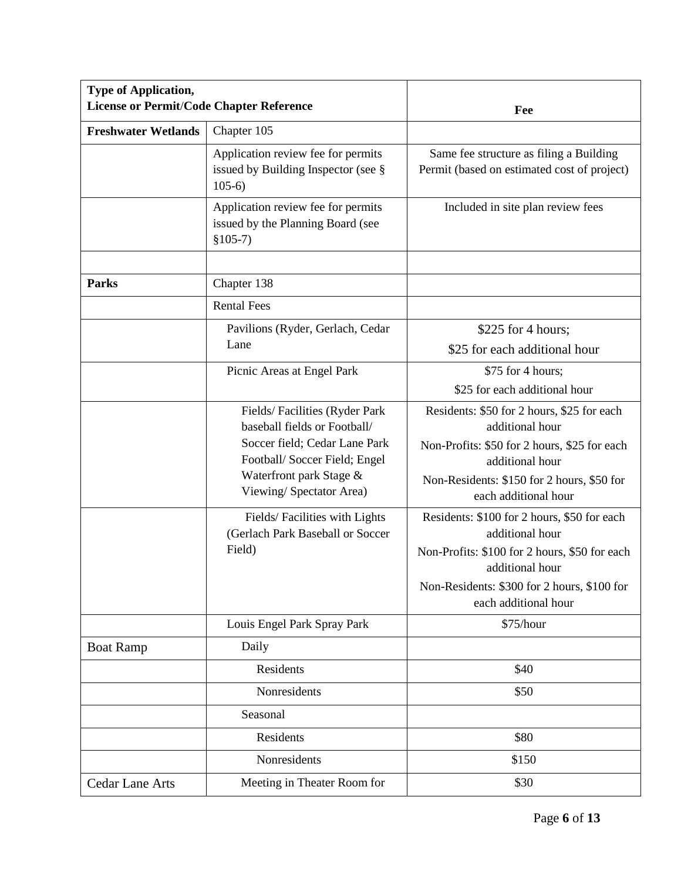| **Type of Application, License or Permit/Code Chapter Reference** | | **Fee** |
|---|---|---|
| **Freshwater Wetlands** | Chapter 105 | |
| | Application review fee for permits issued by Building Inspector (see § 105-6) | Same fee structure as filing a Building Permit (based on estimated cost of project) |
| | Application review fee for permits issued by the Planning Board (see §105-7) | Included in site plan review fees |
| | | |
| **Parks** | Chapter 138 | |
| | Rental Fees | |
| | Pavilions (Ryder, Gerlach, Cedar Lane | $225 for 4 hours; $25 for each additional hour |
| | Picnic Areas at Engel Park | $75 for 4 hours; $25 for each additional hour |
| | Fields/ Facilities (Ryder Park baseball fields or Football/ Soccer field; Cedar Lane Park Football/ Soccer Field; Engel Waterfront park Stage & Viewing/ Spectator Area) | Residents: $50 for 2 hours, $25 for each additional hour<br>Non-Profits: $50 for 2 hours, $25 for each additional hour<br>Non-Residents: $150 for 2 hours, $50 for each additional hour |
| | Fields/ Facilities with Lights (Gerlach Park Baseball or Soccer Field) | Residents: $100 for 2 hours, $50 for each additional hour<br>Non-Profits: $100 for 2 hours, $50 for each additional hour<br>Non-Residents: $300 for 2 hours, $100 for each additional hour |
| | Louis Engel Park Spray Park | $75/hour |
| Boat Ramp | Daily | |
| | Residents | $40 |
| | Nonresidents | $50 |
| | Seasonal | |
| | Residents | $80 |
| | Nonresidents | $150 |
| Cedar Lane Arts | Meeting in Theater Room for | $30 |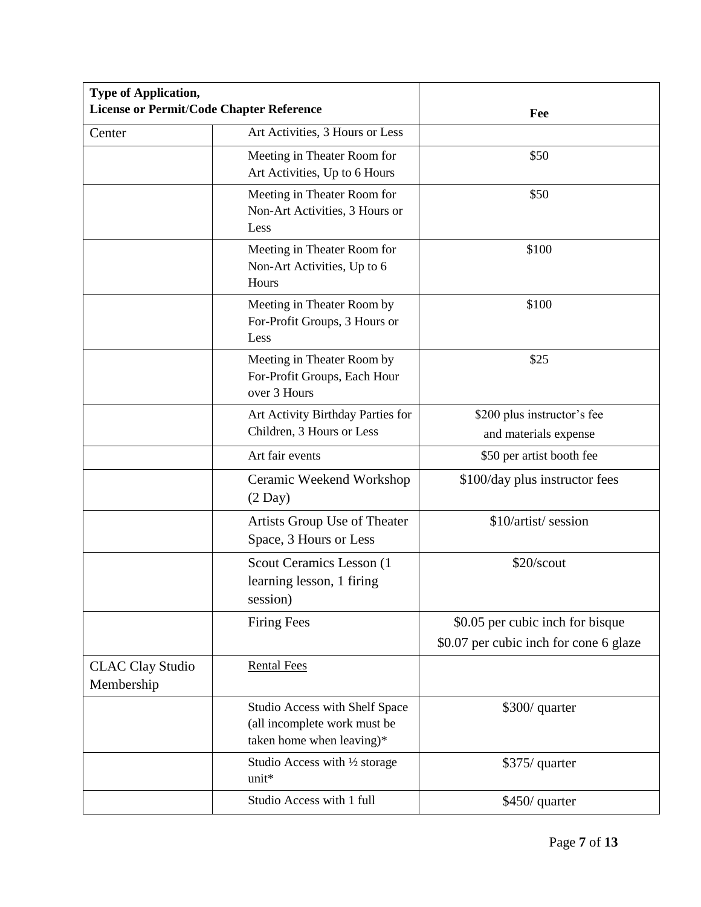| Type of Application, License or Permit/Code Chapter Reference | | Fee |
|---|---|---|
| Center | Art Activities, 3 Hours or Less | |
| | Meeting in Theater Room for Art Activities, Up to 6 Hours | $50 |
| | Meeting in Theater Room for Non-Art Activities, 3 Hours or Less | $50 |
| | Meeting in Theater Room for Non-Art Activities, Up to 6 Hours | $100 |
| | Meeting in Theater Room by For-Profit Groups, 3 Hours or Less | $100 |
| | Meeting in Theater Room by For-Profit Groups, Each Hour over 3 Hours | $25 |
| | Art Activity Birthday Parties for Children, 3 Hours or Less | $200 plus instructor's fee and materials expense |
| | Art fair events | $50 per artist booth fee |
| | Ceramic Weekend Workshop (2 Day) | $100/day plus instructor fees |
| | Artists Group Use of Theater Space, 3 Hours or Less | $10/artist/ session |
| | Scout Ceramics Lesson (1 learning lesson, 1 firing session) | $20/scout |
| | Firing Fees | $0.05 per cubic inch for bisque<br>$0.07 per cubic inch for cone 6 glaze |
| CLAC Clay Studio Membership | Rental Fees | |
| | Studio Access with Shelf Space (all incomplete work must be taken home when leaving)* | $300/ quarter |
| | Studio Access with ½ storage unit* | $375/ quarter |
| | Studio Access with 1 full | $450/ quarter |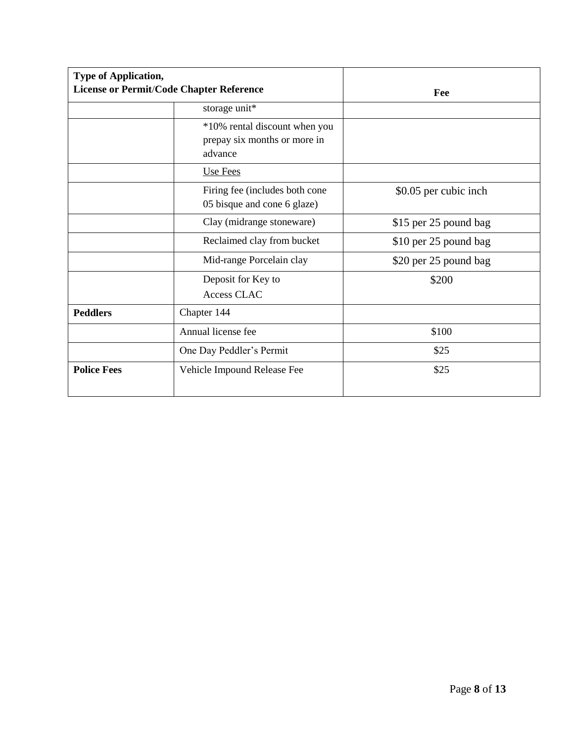| Type of Application, License or Permit/Code Chapter Reference | | Fee |
|---|---|---|
| | storage unit* | |
| | *10% rental discount when you prepay six months or more in advance | |
| | Use Fees | |
| | Firing fee (includes both cone 05 bisque and cone 6 glaze) | $0.05 per cubic inch |
| | Clay (midrange stoneware) | $15 per 25 pound bag |
| | Reclaimed clay from bucket | $10 per 25 pound bag |
| | Mid-range Porcelain clay | $20 per 25 pound bag |
| | Deposit for Key to Access CLAC | $200 |
| **Peddlers** | Chapter 144 | |
| | Annual license fee | $100 |
| | One Day Peddler's Permit | $25 |
| **Police Fees** | Vehicle Impound Release Fee | $25 |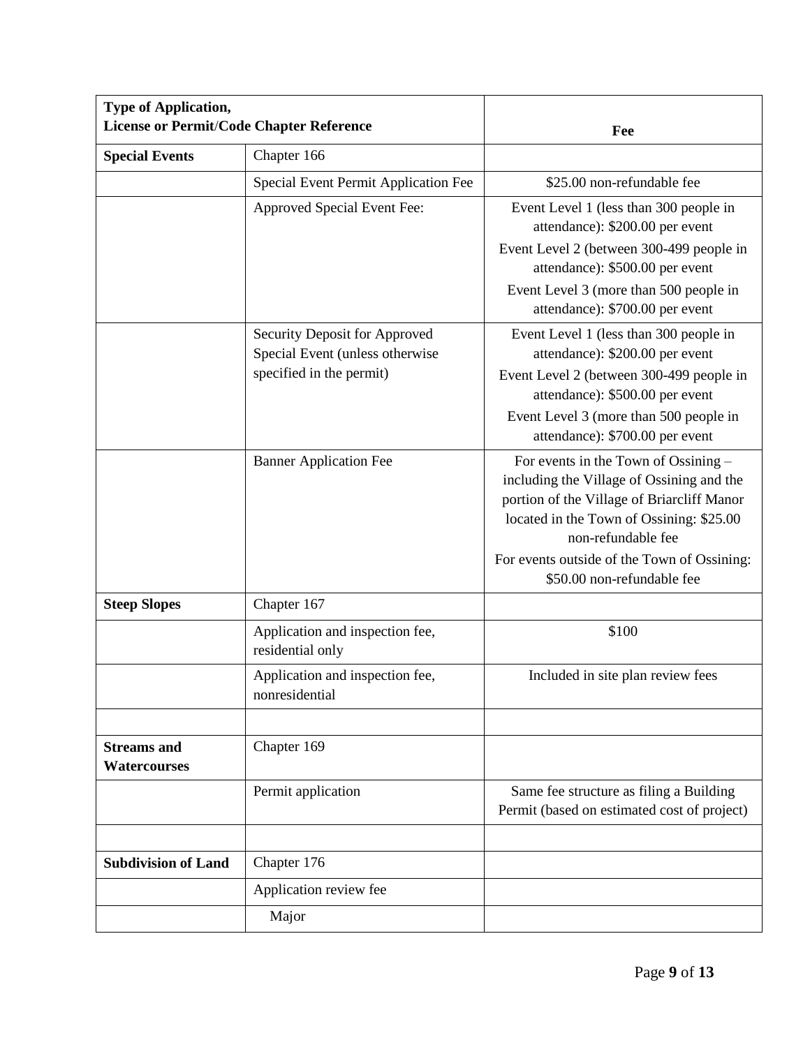| Type of Application, License or Permit/Code Chapter Reference | | Fee |
|---|---|---|
| **Special Events** | Chapter 166 | |
| | Special Event Permit Application Fee | $25.00 non-refundable fee |
| | Approved Special Event Fee: | Event Level 1 (less than 300 people in attendance): $200.00 per event<br>Event Level 2 (between 300-499 people in attendance): $500.00 per event<br>Event Level 3 (more than 500 people in attendance): $700.00 per event |
| | Security Deposit for Approved Special Event (unless otherwise specified in the permit) | Event Level 1 (less than 300 people in attendance): $200.00 per event<br>Event Level 2 (between 300-499 people in attendance): $500.00 per event<br>Event Level 3 (more than 500 people in attendance): $700.00 per event |
| | Banner Application Fee | For events in the Town of Ossining – including the Village of Ossining and the portion of the Village of Briarcliff Manor located in the Town of Ossining: $25.00 non-refundable fee<br>For events outside of the Town of Ossining: $50.00 non-refundable fee |
| **Steep Slopes** | Chapter 167 | |
| | Application and inspection fee, residential only | $100 |
| | Application and inspection fee, nonresidential | Included in site plan review fees |
| | | |
| **Streams and Watercourses** | Chapter 169 | |
| | Permit application | Same fee structure as filing a Building Permit (based on estimated cost of project) |
| | | |
| **Subdivision of Land** | Chapter 176 | |
| | Application review fee | |
| | Major | |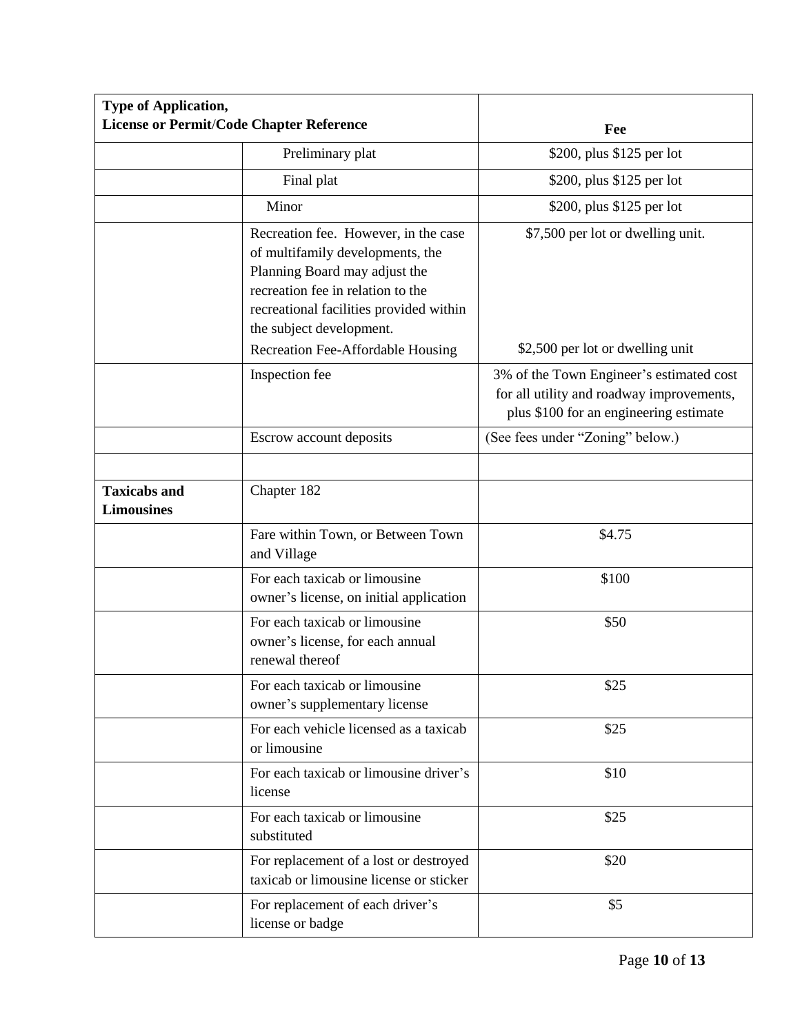| Type of Application, License or Permit/Code Chapter Reference | | Fee |
|---|---|---|
| | Preliminary plat | \$200, plus \$125 per lot |
| | Final plat | \$200, plus \$125 per lot |
| | Minor | \$200, plus \$125 per lot |
| | Recreation fee. However, in the case of multifamily developments, the Planning Board may adjust the recreation fee in relation to the recreational facilities provided within the subject development.<br>Recreation Fee-Affordable Housing | \$7,500 per lot or dwelling unit.<br><br>\$2,500 per lot or dwelling unit |
| | Inspection fee | 3% of the Town Engineer's estimated cost for all utility and roadway improvements, plus \$100 for an engineering estimate |
| | Escrow account deposits | (See fees under "Zoning" below.) |
| | | |
| **Taxicabs and Limousines** | Chapter 182 | |
| | Fare within Town, or Between Town and Village | \$4.75 |
| | For each taxicab or limousine owner's license, on initial application | \$100 |
| | For each taxicab or limousine owner's license, for each annual renewal thereof | \$50 |
| | For each taxicab or limousine owner's supplementary license | \$25 |
| | For each vehicle licensed as a taxicab or limousine | \$25 |
| | For each taxicab or limousine driver's license | \$10 |
| | For each taxicab or limousine substituted | \$25 |
| | For replacement of a lost or destroyed taxicab or limousine license or sticker | \$20 |
| | For replacement of each driver's license or badge | \$5 |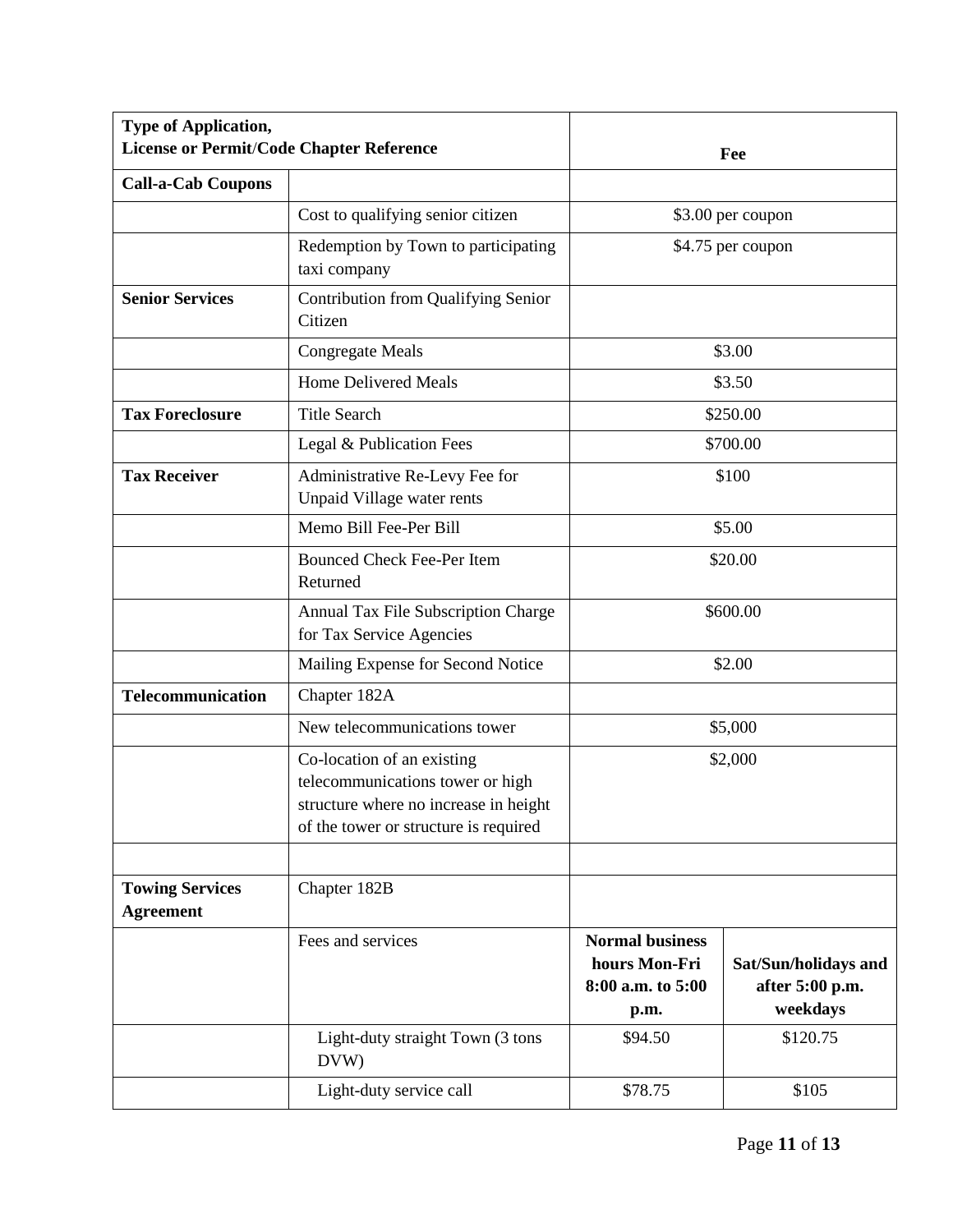| Type of Application, License or Permit/Code Chapter Reference | | Fee | |
|---|---|---|---|
| **Call-a-Cab Coupons** | | | |
| | Cost to qualifying senior citizen | $3.00 per coupon | |
| | Redemption by Town to participating taxi company | $4.75 per coupon | |
| **Senior Services** | Contribution from Qualifying Senior Citizen | | |
| | Congregate Meals | $3.00 | |
| | Home Delivered Meals | $3.50 | |
| **Tax Foreclosure** | Title Search | $250.00 | |
| | Legal & Publication Fees | $700.00 | |
| **Tax Receiver** | Administrative Re-Levy Fee for Unpaid Village water rents | $100 | |
| | Memo Bill Fee-Per Bill | $5.00 | |
| | Bounced Check Fee-Per Item Returned | $20.00 | |
| | Annual Tax File Subscription Charge for Tax Service Agencies | $600.00 | |
| | Mailing Expense for Second Notice | $2.00 | |
| **Telecommunication** | Chapter 182A | | |
| | New telecommunications tower | $5,000 | |
| | Co-location of an existing telecommunications tower or high structure where no increase in height of the tower or structure is required | $2,000 | |
| | | | |
| **Towing Services Agreement** | Chapter 182B | | |
| | Fees and services | **Normal business hours Mon-Fri 8:00 a.m. to 5:00 p.m.** | **Sat/Sun/holidays and after 5:00 p.m. weekdays** |
| | Light-duty straight Town (3 tons DVW) | $94.50 | $120.75 |
| | Light-duty service call | $78.75 | $105 |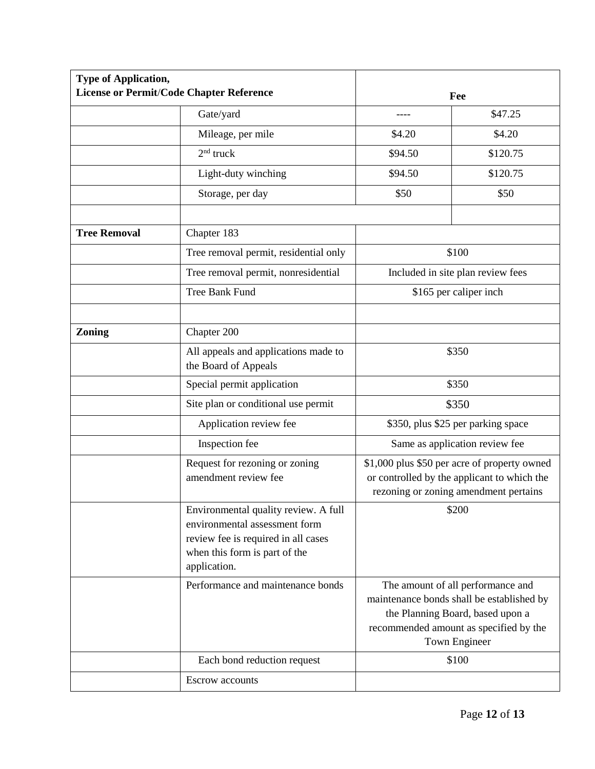| Type of Application, License or Permit/Code Chapter Reference | | Fee | |
|---|---|---|---|
| | Gate/yard | ---- | $47.25 |
| | Mileage, per mile | $4.20 | $4.20 |
| | 2nd truck | $94.50 | $120.75 |
| | Light-duty winching | $94.50 | $120.75 |
| | Storage, per day | $50 | $50 |
| | | | |
| **Tree Removal** | Chapter 183 | | |
| | Tree removal permit, residential only | $100 | |
| | Tree removal permit, nonresidential | Included in site plan review fees | |
| | Tree Bank Fund | $165 per caliper inch | |
| | | | |
| **Zoning** | Chapter 200 | | |
| | All appeals and applications made to the Board of Appeals | $350 | |
| | Special permit application | $350 | |
| | Site plan or conditional use permit | $350 | |
| | Application review fee | $350, plus $25 per parking space | |
| | Inspection fee | Same as application review fee | |
| | Request for rezoning or zoning amendment review fee | $1,000 plus $50 per acre of property owned or controlled by the applicant to which the rezoning or zoning amendment pertains | |
| | Environmental quality review. A full environmental assessment form review fee is required in all cases when this form is part of the application. | $200 | |
| | Performance and maintenance bonds | The amount of all performance and maintenance bonds shall be established by the Planning Board, based upon a recommended amount as specified by the Town Engineer | |
| | Each bond reduction request | $100 | |
| | Escrow accounts | | |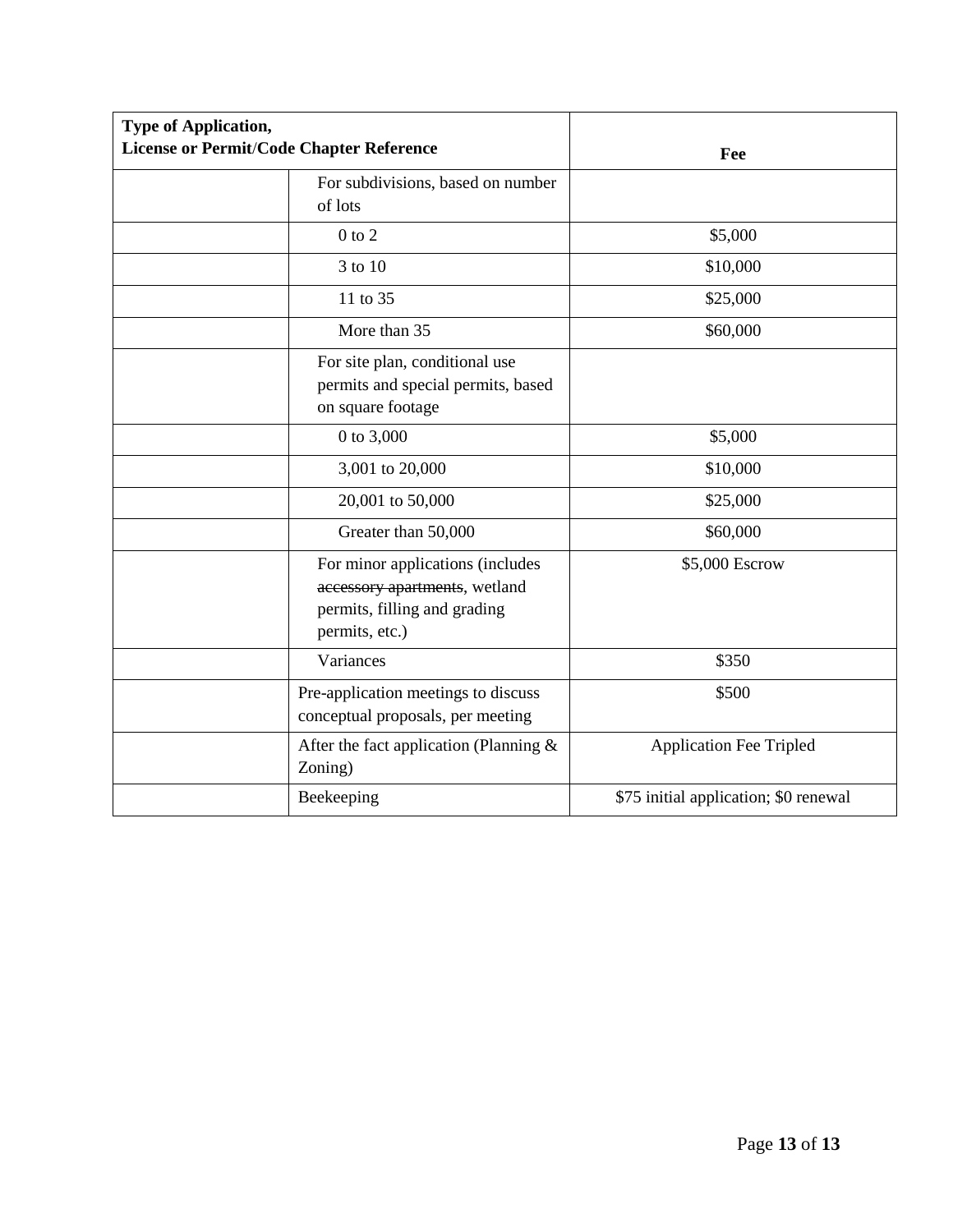| Type of Application, License or Permit/Code Chapter Reference | | Fee |
|---|---|---|
| | For subdivisions, based on number of lots | |
| | 0 to 2 | $5,000 |
| | 3 to 10 | $10,000 |
| | 11 to 35 | $25,000 |
| | More than 35 | $60,000 |
| | For site plan, conditional use permits and special permits, based on square footage | |
| | 0 to 3,000 | $5,000 |
| | 3,001 to 20,000 | $10,000 |
| | 20,001 to 50,000 | $25,000 |
| | Greater than 50,000 | $60,000 |
| | For minor applications (includes ~~accessory apartments~~, wetland permits, filling and grading permits, etc.) | $5,000 Escrow |
| | Variances | $350 |
| | Pre-application meetings to discuss conceptual proposals, per meeting | $500 |
| | After the fact application (Planning & Zoning) | Application Fee Tripled |
| | Beekeeping | $75 initial application; $0 renewal |